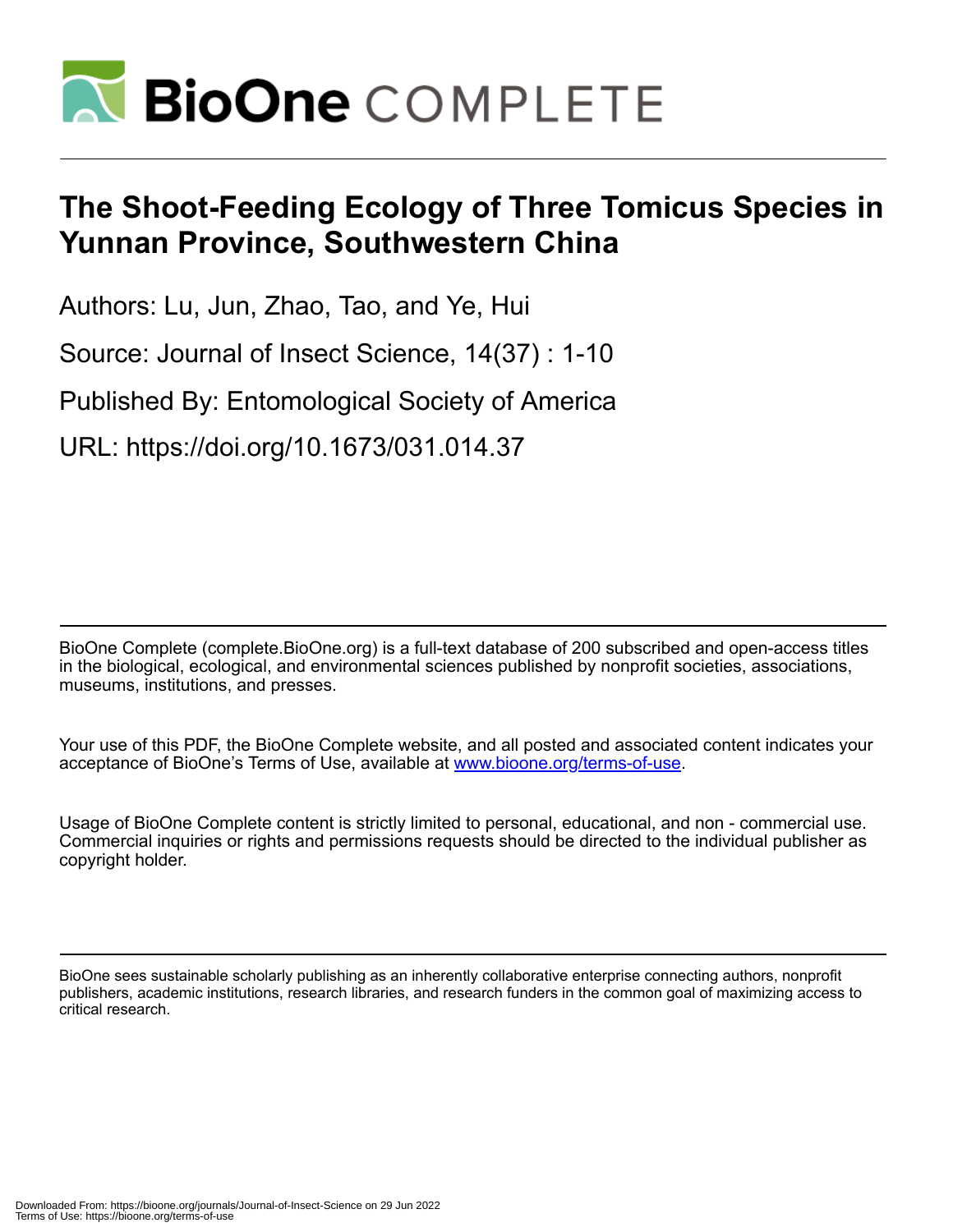# The Shoot-Feeding Ecology of Three Tomicus Species in Yunnan Province, Southwestern China

Authors: Lu, Jun, Zhao, Tao, and Ye, Hui

Source: Journal of Insect Science, 14(37) : 1-10

Published By: Entomological Society of America

URL: https://doi.org/10.1673/031.014.37

BioOne Complete (complete.BioOne.org) is a full-text database of 200 subscribed and open-access titles in the biological, ecological, and environmental sciences published by nonprofit societies, associations, museums, institutions, and presses.

Your use of this PDF, the BioOne Complete website, and all posted and associated content indicates your acceptance of BioOne's Terms of Use, available at www.bioone.org/terms-of-use.

Usage of BioOne Complete content is strictly limited to personal, educational, and non - commercial use. Commercial inquiries or rights and permissions requests should be directed to the individual publisher as copyright holder.

BioOne sees sustainable scholarly publishing as an inherently collaborative enterprise connecting authors, nonprofit publishers, academic institutions, research libraries, and research funders in the common goal of maximizing access to critical research.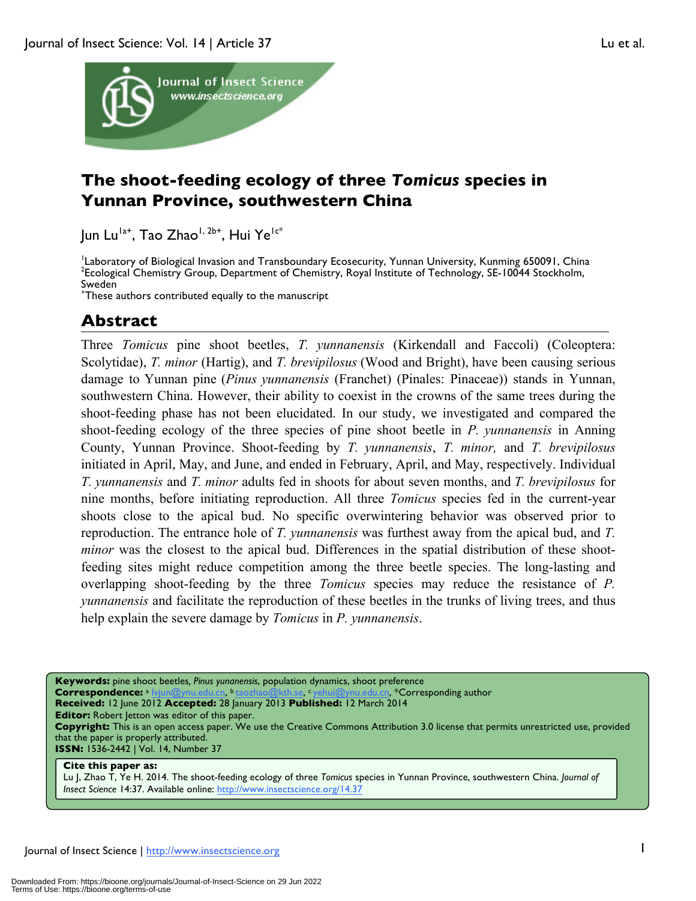# The shoot-feeding ecology of three *Tomicus* species in Yunnan Province, southwestern China

Jun Lu[1a+], Tao Zhao[1, 2b+], Hui Ye[1c*]

[1]Laboratory of Biological Invasion and Transboundary Ecosecurity, Yunnan University, Kunming 650091, China
[2]Ecological Chemistry Group, Department of Chemistry, Royal Institute of Technology, SE-10044 Stockholm, Sweden
[+]These authors contributed equally to the manuscript

## Abstract

Three *Tomicus* pine shoot beetles, *T. yunnanensis* (Kirkendall and Faccoli) (Coleoptera: Scolytidae), *T. minor* (Hartig), and *T. brevipilosus* (Wood and Bright), have been causing serious damage to Yunnan pine (*Pinus yunnanensis* (Franchet) (Pinales: Pinaceae)) stands in Yunnan, southwestern China. However, their ability to coexist in the crowns of the same trees during the shoot-feeding phase has not been elucidated. In our study, we investigated and compared the shoot-feeding ecology of the three species of pine shoot beetle in *P. yunnanensis* in Anning County, Yunnan Province. Shoot-feeding by *T. yunnanensis*, *T. minor,* and *T. brevipilosus* initiated in April, May, and June, and ended in February, April, and May, respectively. Individual *T. yunnanensis* and *T. minor* adults fed in shoots for about seven months, and *T. brevipilosus* for nine months, before initiating reproduction. All three *Tomicus* species fed in the current-year shoots close to the apical bud. No specific overwintering behavior was observed prior to reproduction. The entrance hole of *T. yunnanensis* was furthest away from the apical bud, and *T. minor* was the closest to the apical bud. Differences in the spatial distribution of these shoot-feeding sites might reduce competition among the three beetle species. The long-lasting and overlapping shoot-feeding by the three *Tomicus* species may reduce the resistance of *P. yunnanensis* and facilitate the reproduction of these beetles in the trunks of living trees, and thus help explain the severe damage by *Tomicus* in *P. yunnanensis*.

**Keywords:** pine shoot beetles, *Pinus yunnanensis*, population dynamics, shoot preference
**Correspondence:** [a] lvjun@ynu.edu.cn, [b] taozhao@kth.se, [c] yehui@ynu.edu.cn, *Corresponding author
**Received:** 12 June 2012 **Accepted:** 28 January 2013 **Published:** 12 March 2014
**Editor:** Robert Jetton was editor of this paper.
**Copyright:** This is an open access paper. We use the Creative Commons Attribution 3.0 license that permits unrestricted use, provided that the paper is properly attributed.
**ISSN:** 1536-2442 | Vol. 14, Number 37

**Cite this paper as:**
Lu J, Zhao T, Ye H. 2014. The shoot-feeding ecology of three *Tomicus* species in Yunnan Province, southwestern China. *Journal of Insect Science* 14:37. Available online: http://www.insectscience.org/14.37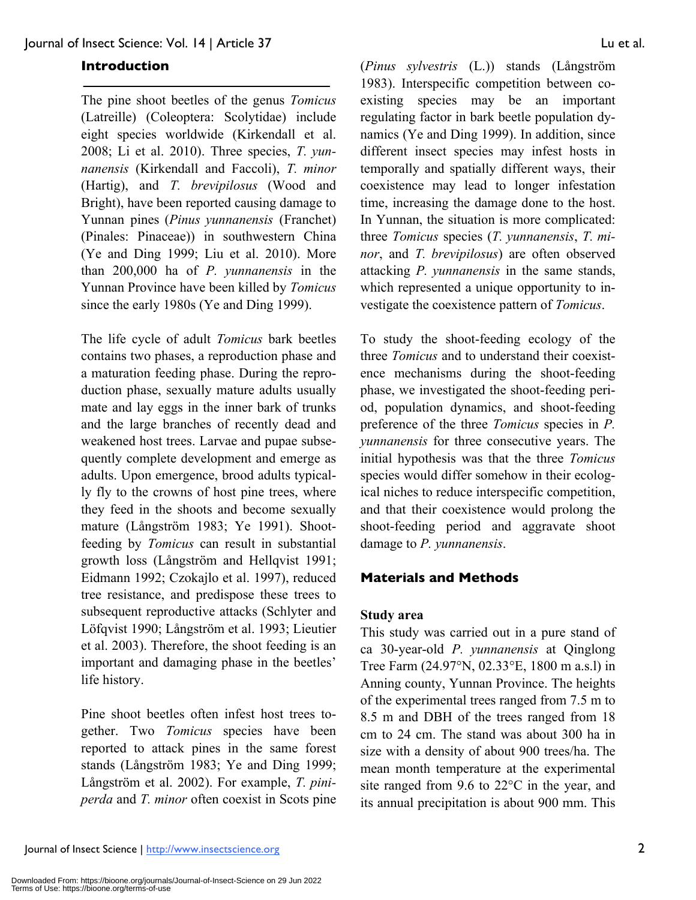## Introduction

The pine shoot beetles of the genus *Tomicus* (Latreille) (Coleoptera: Scolytidae) include eight species worldwide (Kirkendall et al. 2008; Li et al. 2010). Three species, *T. yunnanensis* (Kirkendall and Faccoli), *T. minor* (Hartig), and *T. brevipilosus* (Wood and Bright), have been reported causing damage to Yunnan pines (*Pinus yunnanensis* (Franchet) (Pinales: Pinaceae)) in southwestern China (Ye and Ding 1999; Liu et al. 2010). More than 200,000 ha of *P. yunnanensis* in the Yunnan Province have been killed by *Tomicus* since the early 1980s (Ye and Ding 1999).

The life cycle of adult *Tomicus* bark beetles contains two phases, a reproduction phase and a maturation feeding phase. During the reproduction phase, sexually mature adults usually mate and lay eggs in the inner bark of trunks and the large branches of recently dead and weakened host trees. Larvae and pupae subsequently complete development and emerge as adults. Upon emergence, brood adults typically fly to the crowns of host pine trees, where they feed in the shoots and become sexually mature (Långström 1983; Ye 1991). Shoot-feeding by *Tomicus* can result in substantial growth loss (Långström and Hellqvist 1991; Eidmann 1992; Czokajlo et al. 1997), reduced tree resistance, and predispose these trees to subsequent reproductive attacks (Schlyter and Löfqvist 1990; Långström et al. 1993; Lieutier et al. 2003). Therefore, the shoot feeding is an important and damaging phase in the beetles' life history.

Pine shoot beetles often infest host trees together. Two *Tomicus* species have been reported to attack pines in the same forest stands (Långström 1983; Ye and Ding 1999; Långström et al. 2002). For example, *T. piniperda* and *T. minor* often coexist in Scots pine (*Pinus sylvestris* (L.)) stands (Långström 1983). Interspecific competition between co-existing species may be an important regulating factor in bark beetle population dynamics (Ye and Ding 1999). In addition, since different insect species may infest hosts in temporally and spatially different ways, their coexistence may lead to longer infestation time, increasing the damage done to the host. In Yunnan, the situation is more complicated: three *Tomicus* species (*T. yunnanensis*, *T. minor*, and *T. brevipilosus*) are often observed attacking *P. yunnanensis* in the same stands, which represented a unique opportunity to investigate the coexistence pattern of *Tomicus*.

To study the shoot-feeding ecology of the three *Tomicus* and to understand their coexistence mechanisms during the shoot-feeding phase, we investigated the shoot-feeding period, population dynamics, and shoot-feeding preference of the three *Tomicus* species in *P. yunnanensis* for three consecutive years. The initial hypothesis was that the three *Tomicus* species would differ somehow in their ecological niches to reduce interspecific competition, and that their coexistence would prolong the shoot-feeding period and aggravate shoot damage to *P. yunnanensis*.

## Materials and Methods

### Study area

This study was carried out in a pure stand of ca 30-year-old *P. yunnanensis* at Qinglong Tree Farm (24.97°N, 02.33°E, 1800 m a.s.l) in Anning county, Yunnan Province. The heights of the experimental trees ranged from 7.5 m to 8.5 m and DBH of the trees ranged from 18 cm to 24 cm. The stand was about 300 ha in size with a density of about 900 trees/ha. The mean month temperature at the experimental site ranged from 9.6 to 22°C in the year, and its annual precipitation is about 900 mm. This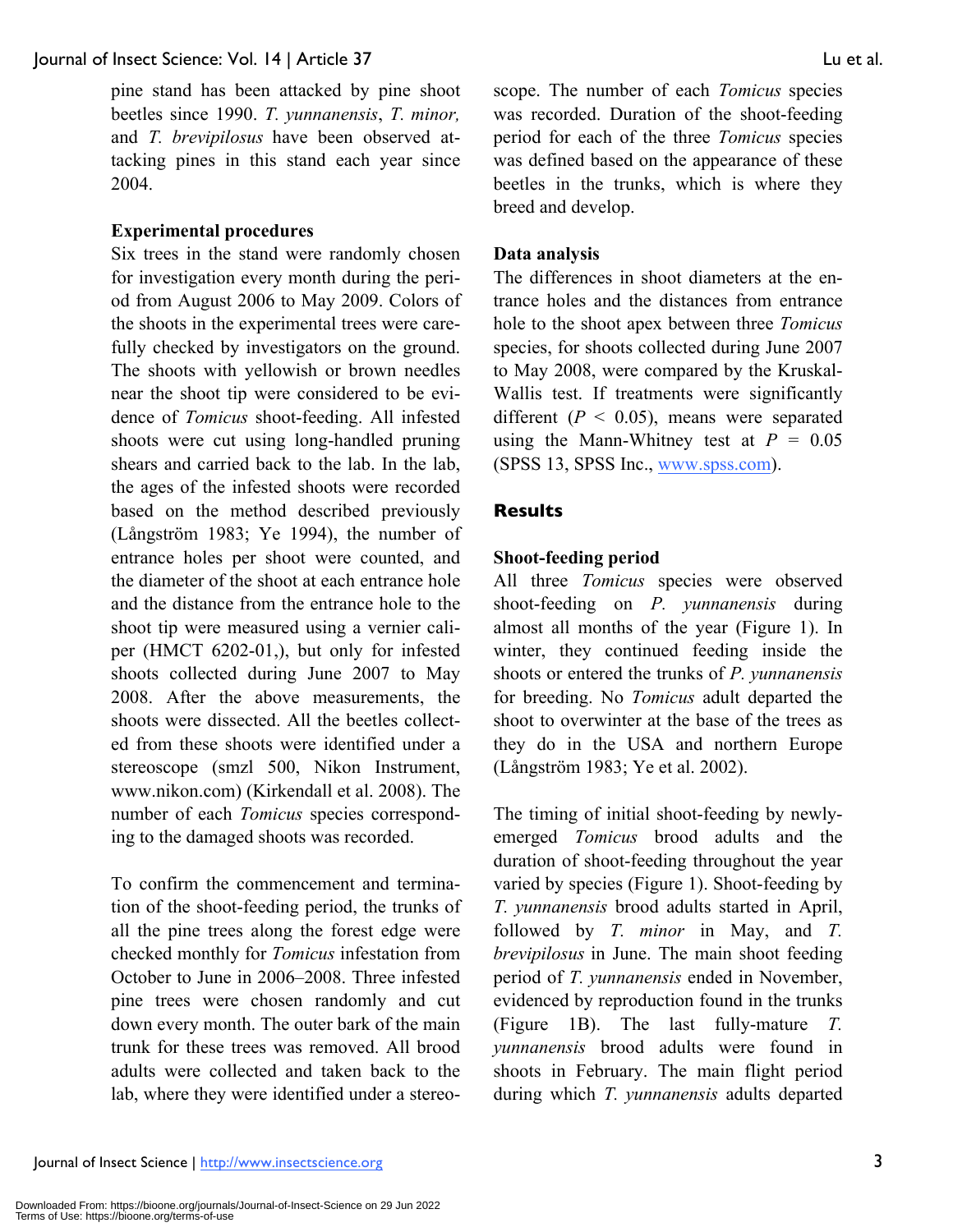pine stand has been attacked by pine shoot beetles since 1990. *T. yunnanensis*, *T. minor,* and *T. brevipilosus* have been observed attacking pines in this stand each year since 2004.

**Experimental procedures**

Six trees in the stand were randomly chosen for investigation every month during the period from August 2006 to May 2009. Colors of the shoots in the experimental trees were carefully checked by investigators on the ground. The shoots with yellowish or brown needles near the shoot tip were considered to be evidence of *Tomicus* shoot-feeding. All infested shoots were cut using long-handled pruning shears and carried back to the lab. In the lab, the ages of the infested shoots were recorded based on the method described previously (Långström 1983; Ye 1994), the number of entrance holes per shoot were counted, and the diameter of the shoot at each entrance hole and the distance from the entrance hole to the shoot tip were measured using a vernier caliper (HMCT 6202-01,), but only for infested shoots collected during June 2007 to May 2008. After the above measurements, the shoots were dissected. All the beetles collected from these shoots were identified under a stereoscope (smzl 500, Nikon Instrument, www.nikon.com) (Kirkendall et al. 2008). The number of each *Tomicus* species corresponding to the damaged shoots was recorded.

To confirm the commencement and termination of the shoot-feeding period, the trunks of all the pine trees along the forest edge were checked monthly for *Tomicus* infestation from October to June in 2006–2008. Three infested pine trees were chosen randomly and cut down every month. The outer bark of the main trunk for these trees was removed. All brood adults were collected and taken back to the lab, where they were identified under a stereoscope. The number of each *Tomicus* species was recorded. Duration of the shoot-feeding period for each of the three *Tomicus* species was defined based on the appearance of these beetles in the trunks, which is where they breed and develop.

**Data analysis**

The differences in shoot diameters at the entrance holes and the distances from entrance hole to the shoot apex between three *Tomicus* species, for shoots collected during June 2007 to May 2008, were compared by the Kruskal-Wallis test. If treatments were significantly different ($P < 0.05$), means were separated using the Mann-Whitney test at $P = 0.05$ (SPSS 13, SPSS Inc., www.spss.com).

## Results

**Shoot-feeding period**

All three *Tomicus* species were observed shoot-feeding on *P. yunnanensis* during almost all months of the year (Figure 1). In winter, they continued feeding inside the shoots or entered the trunks of *P. yunnanensis* for breeding. No *Tomicus* adult departed the shoot to overwinter at the base of the trees as they do in the USA and northern Europe (Långström 1983; Ye et al. 2002).

The timing of initial shoot-feeding by newly-emerged *Tomicus* brood adults and the duration of shoot-feeding throughout the year varied by species (Figure 1). Shoot-feeding by *T. yunnanensis* brood adults started in April, followed by *T. minor* in May, and *T. brevipilosus* in June. The main shoot feeding period of *T. yunnanensis* ended in November, evidenced by reproduction found in the trunks (Figure 1B). The last fully-mature *T. yunnanensis* brood adults were found in shoots in February. The main flight period during which *T. yunnanensis* adults departed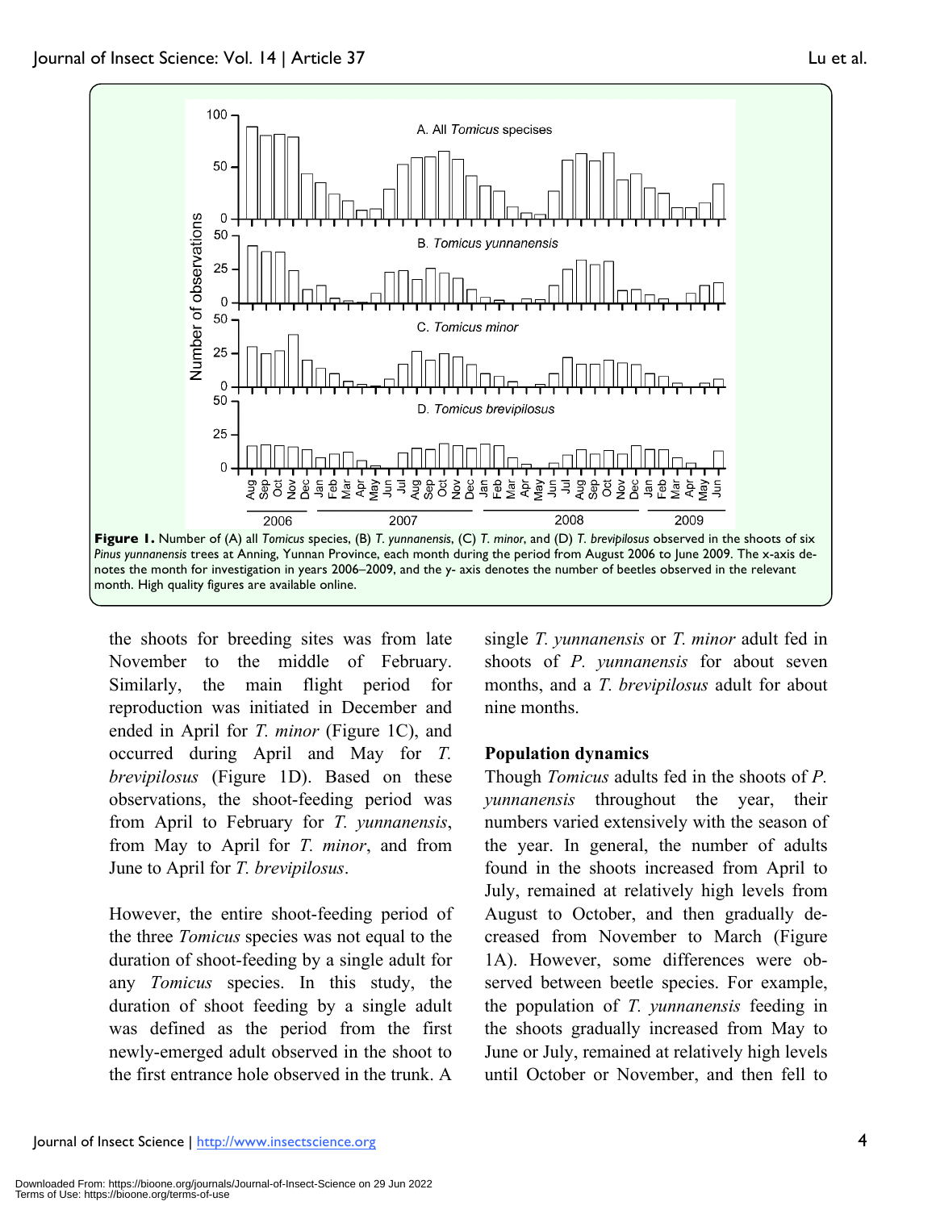Figure 1. Number of (A) all *Tomicus* species, (B) *T. yunnanensis*, (C) *T. minor*, and (D) *T. brevipilosus* observed in the shoots of six *Pinus yunnanensis* trees at Anning, Yunnan Province, each month during the period from August 2006 to June 2009. The x-axis denotes the month for investigation in years 2006–2009, and the y- axis denotes the number of beetles observed in the relevant month. High quality figures are available online.

the shoots for breeding sites was from late November to the middle of February. Similarly, the main flight period for reproduction was initiated in December and ended in April for *T. minor* (Figure 1C), and occurred during April and May for *T. brevipilosus* (Figure 1D). Based on these observations, the shoot-feeding period was from April to February for *T. yunnanensis*, from May to April for *T. minor*, and from June to April for *T. brevipilosus*.

However, the entire shoot-feeding period of the three *Tomicus* species was not equal to the duration of shoot-feeding by a single adult for any *Tomicus* species. In this study, the duration of shoot feeding by a single adult was defined as the period from the first newly-emerged adult observed in the shoot to the first entrance hole observed in the trunk. A single *T. yunnanensis* or *T. minor* adult fed in shoots of *P. yunnanensis* for about seven months, and a *T. brevipilosus* adult for about nine months.

## Population dynamics

Though *Tomicus* adults fed in the shoots of *P. yunnanensis* throughout the year, their numbers varied extensively with the season of the year. In general, the number of adults found in the shoots increased from April to July, remained at relatively high levels from August to October, and then gradually decreased from November to March (Figure 1A). However, some differences were observed between beetle species. For example, the population of *T. yunnanensis* feeding in the shoots gradually increased from May to June or July, remained at relatively high levels until October or November, and then fell to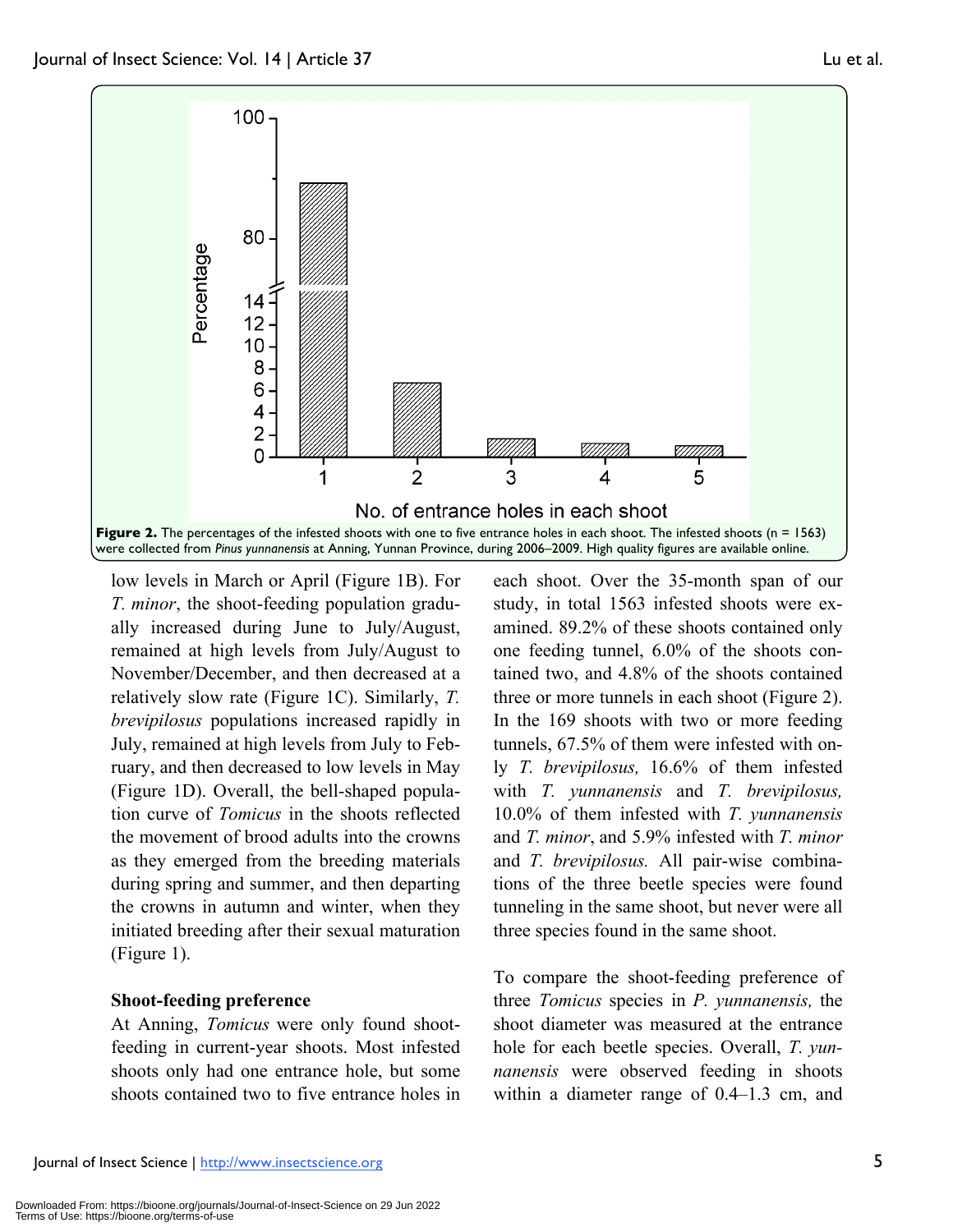**Figure 2.** The percentages of the infested shoots with one to five entrance holes in each shoot. The infested shoots (n = 1563) were collected from *Pinus yunnanensis* at Anning, Yunnan Province, during 2006–2009. High quality figures are available online.

low levels in March or April (Figure 1B). For *T. minor*, the shoot-feeding population gradually increased during June to July/August, remained at high levels from July/August to November/December, and then decreased at a relatively slow rate (Figure 1C). Similarly, *T. brevipilosus* populations increased rapidly in July, remained at high levels from July to February, and then decreased to low levels in May (Figure 1D). Overall, the bell-shaped population curve of *Tomicus* in the shoots reflected the movement of brood adults into the crowns as they emerged from the breeding materials during spring and summer, and then departing the crowns in autumn and winter, when they initiated breeding after their sexual maturation (Figure 1).

### Shoot-feeding preference

At Anning, *Tomicus* were only found shoot-feeding in current-year shoots. Most infested shoots only had one entrance hole, but some shoots contained two to five entrance holes in each shoot. Over the 35-month span of our study, in total 1563 infested shoots were examined. 89.2% of these shoots contained only one feeding tunnel, 6.0% of the shoots contained two, and 4.8% of the shoots contained three or more tunnels in each shoot (Figure 2). In the 169 shoots with two or more feeding tunnels, 67.5% of them were infested with only *T. brevipilosus,* 16.6% of them infested with *T. yunnanensis* and *T. brevipilosus,* 10.0% of them infested with *T. yunnanensis* and *T. minor*, and 5.9% infested with *T. minor* and *T. brevipilosus.* All pair-wise combinations of the three beetle species were found tunneling in the same shoot, but never were all three species found in the same shoot.

To compare the shoot-feeding preference of three *Tomicus* species in *P. yunnanensis,* the shoot diameter was measured at the entrance hole for each beetle species. Overall, *T. yunnanensis* were observed feeding in shoots within a diameter range of 0.4–1.3 cm, and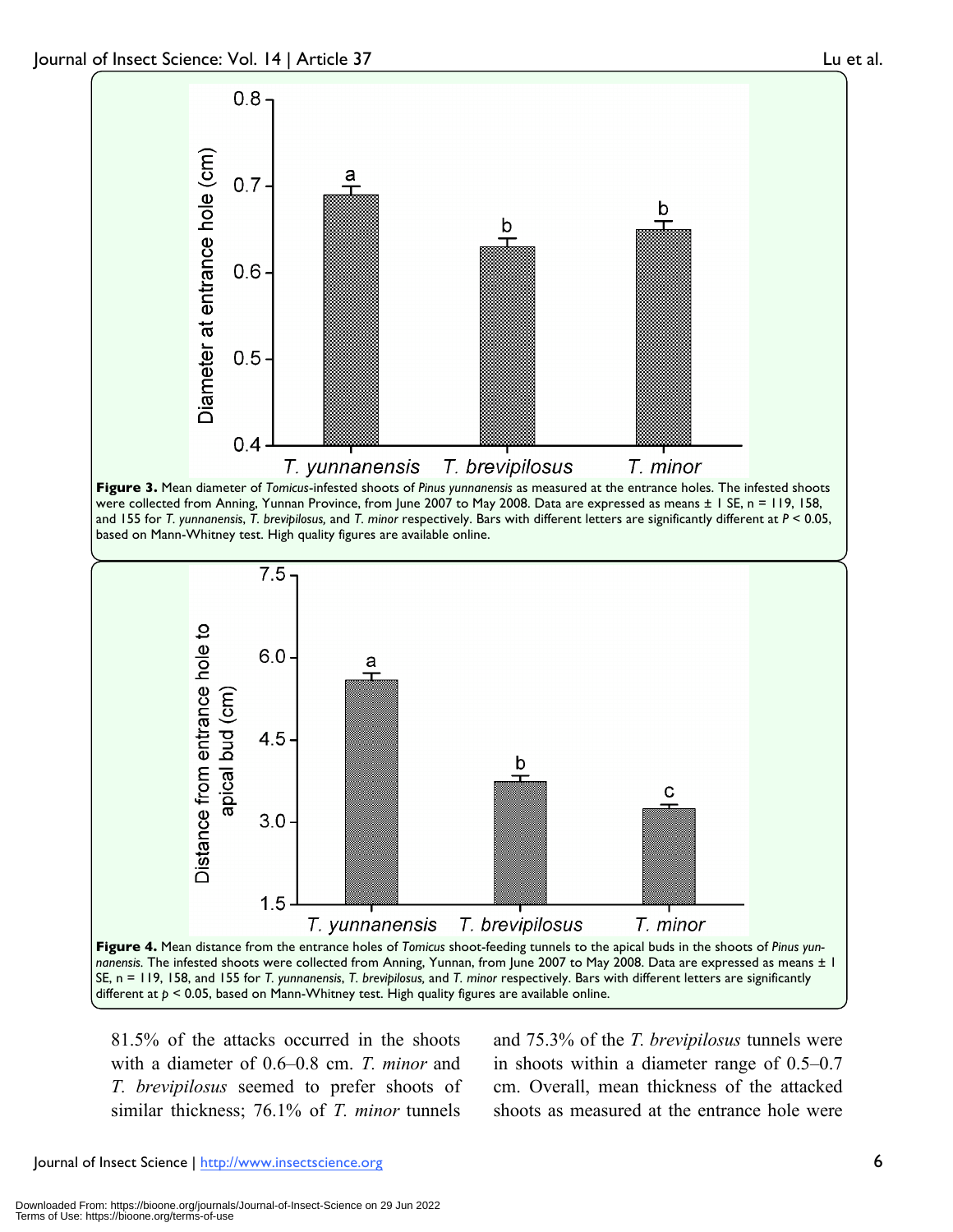**Figure 3.** Mean diameter of *Tomicus*-infested shoots of *Pinus yunnanensis* as measured at the entrance holes. The infested shoots were collected from Anning, Yunnan Province, from June 2007 to May 2008. Data are expressed as means ± 1 SE, n = 119, 158, and 155 for *T. yunnanensis*, *T. brevipilosus,* and *T. minor* respectively. Bars with different letters are significantly different at $P < 0.05$, based on Mann-Whitney test. High quality figures are available online.

**Figure 4.** Mean distance from the entrance holes of *Tomicus* shoot-feeding tunnels to the apical buds in the shoots of *Pinus yunnanensis.* The infested shoots were collected from Anning, Yunnan, from June 2007 to May 2008. Data are expressed as means ± 1 SE, n = 119, 158, and 155 for *T. yunnanensis*, *T. brevipilosus,* and *T. minor* respectively. Bars with different letters are significantly different at $p < 0.05$, based on Mann-Whitney test. High quality figures are available online.

81.5% of the attacks occurred in the shoots with a diameter of 0.6–0.8 cm. *T. minor* and *T. brevipilosus* seemed to prefer shoots of similar thickness; 76.1% of *T. minor* tunnels and 75.3% of the *T. brevipilosus* tunnels were in shoots within a diameter range of 0.5–0.7 cm. Overall, mean thickness of the attacked shoots as measured at the entrance hole were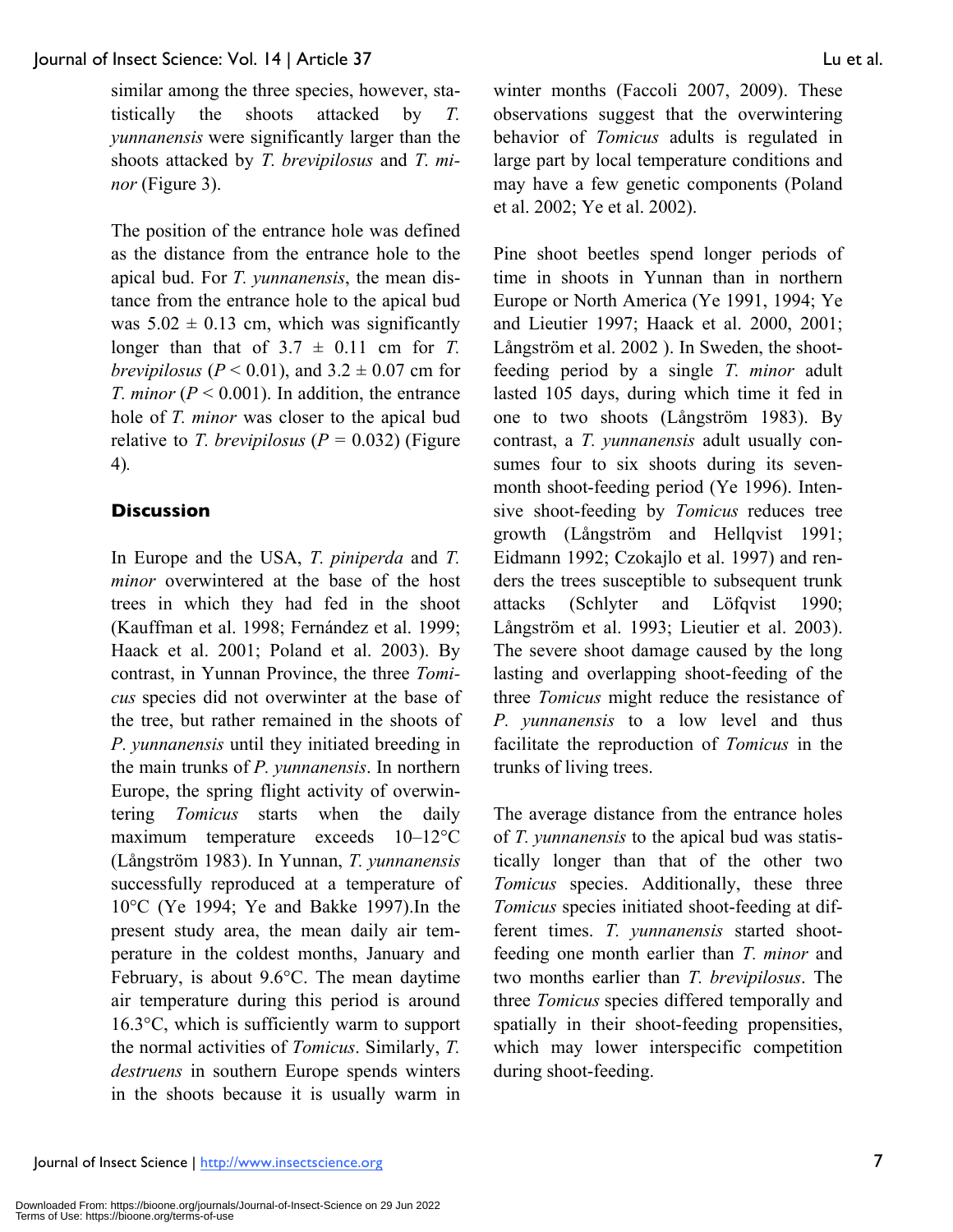similar among the three species, however, statistically the shoots attacked by *T. yunnanensis* were significantly larger than the shoots attacked by *T. brevipilosus* and *T. minor* (Figure 3).

The position of the entrance hole was defined as the distance from the entrance hole to the apical bud. For *T. yunnanensis*, the mean distance from the entrance hole to the apical bud was 5.02 ± 0.13 cm, which was significantly longer than that of 3.7 ± 0.11 cm for *T. brevipilosus* ($P < 0.01$), and 3.2 ± 0.07 cm for *T. minor* ($P < 0.001$). In addition, the entrance hole of *T. minor* was closer to the apical bud relative to *T. brevipilosus* ($P = 0.032$) (Figure 4).

## Discussion

In Europe and the USA, *T. piniperda* and *T. minor* overwintered at the base of the host trees in which they had fed in the shoot (Kauffman et al. 1998; Fernández et al. 1999; Haack et al. 2001; Poland et al. 2003). By contrast, in Yunnan Province, the three *Tomicus* species did not overwinter at the base of the tree, but rather remained in the shoots of *P. yunnanensis* until they initiated breeding in the main trunks of *P. yunnanensis*. In northern Europe, the spring flight activity of overwintering *Tomicus* starts when the daily maximum temperature exceeds 10–12°C (Långström 1983). In Yunnan, *T. yunnanensis* successfully reproduced at a temperature of 10°C (Ye 1994; Ye and Bakke 1997).In the present study area, the mean daily air temperature in the coldest months, January and February, is about 9.6°C. The mean daytime air temperature during this period is around 16.3°C, which is sufficiently warm to support the normal activities of *Tomicus*. Similarly, *T. destruens* in southern Europe spends winters in the shoots because it is usually warm in winter months (Faccoli 2007, 2009). These observations suggest that the overwintering behavior of *Tomicus* adults is regulated in large part by local temperature conditions and may have a few genetic components (Poland et al. 2002; Ye et al. 2002).

Pine shoot beetles spend longer periods of time in shoots in Yunnan than in northern Europe or North America (Ye 1991, 1994; Ye and Lieutier 1997; Haack et al. 2000, 2001; Långström et al. 2002 ). In Sweden, the shoot-feeding period by a single *T. minor* adult lasted 105 days, during which time it fed in one to two shoots (Långström 1983). By contrast, a *T. yunnanensis* adult usually consumes four to six shoots during its seven-month shoot-feeding period (Ye 1996). Intensive shoot-feeding by *Tomicus* reduces tree growth (Långström and Hellqvist 1991; Eidmann 1992; Czokajlo et al. 1997) and renders the trees susceptible to subsequent trunk attacks (Schlyter and Löfqvist 1990; Långström et al. 1993; Lieutier et al. 2003). The severe shoot damage caused by the long lasting and overlapping shoot-feeding of the three *Tomicus* might reduce the resistance of *P. yunnanensis* to a low level and thus facilitate the reproduction of *Tomicus* in the trunks of living trees.

The average distance from the entrance holes of *T. yunnanensis* to the apical bud was statistically longer than that of the other two *Tomicus* species. Additionally, these three *Tomicus* species initiated shoot-feeding at different times. *T. yunnanensis* started shoot-feeding one month earlier than *T. minor* and two months earlier than *T. brevipilosus*. The three *Tomicus* species differed temporally and spatially in their shoot-feeding propensities, which may lower interspecific competition during shoot-feeding.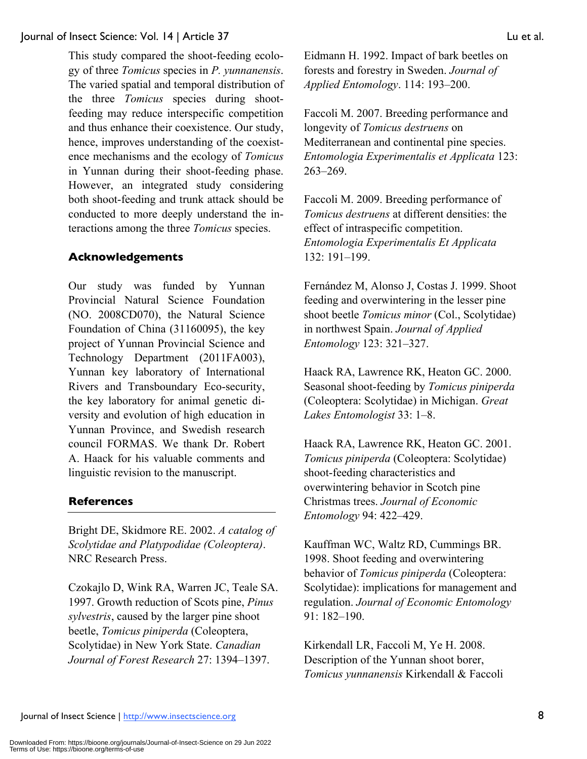This study compared the shoot-feeding ecology of three *Tomicus* species in *P. yunnanensis*. The varied spatial and temporal distribution of the three *Tomicus* species during shoot-feeding may reduce interspecific competition and thus enhance their coexistence. Our study, hence, improves understanding of the coexistence mechanisms and the ecology of *Tomicus* in Yunnan during their shoot-feeding phase. However, an integrated study considering both shoot-feeding and trunk attack should be conducted to more deeply understand the interactions among the three *Tomicus* species.

## Acknowledgements

Our study was funded by Yunnan Provincial Natural Science Foundation (NO. 2008CD070), the Natural Science Foundation of China (31160095), the key project of Yunnan Provincial Science and Technology Department (2011FA003), Yunnan key laboratory of International Rivers and Transboundary Eco-security, the key laboratory for animal genetic diversity and evolution of high education in Yunnan Province, and Swedish research council FORMAS. We thank Dr. Robert A. Haack for his valuable comments and linguistic revision to the manuscript.

## References

Bright DE, Skidmore RE. 2002. *A catalog of Scolytidae and Platypodidae (Coleoptera)*. NRC Research Press.

Czokajlo D, Wink RA, Warren JC, Teale SA. 1997. Growth reduction of Scots pine, *Pinus sylvestris*, caused by the larger pine shoot beetle, *Tomicus piniperda* (Coleoptera, Scolytidae) in New York State. *Canadian Journal of Forest Research* 27: 1394–1397.

Eidmann H. 1992. Impact of bark beetles on forests and forestry in Sweden. *Journal of Applied Entomology*. 114: 193–200.

Faccoli M. 2007. Breeding performance and longevity of *Tomicus destruens* on Mediterranean and continental pine species. *Entomologia Experimentalis et Applicata* 123: 263–269.

Faccoli M. 2009. Breeding performance of *Tomicus destruens* at different densities: the effect of intraspecific competition. *Entomologia Experimentalis Et Applicata* 132: 191–199.

Fernández M, Alonso J, Costas J. 1999. Shoot feeding and overwintering in the lesser pine shoot beetle *Tomicus minor* (Col., Scolytidae) in northwest Spain. *Journal of Applied Entomology* 123: 321–327.

Haack RA, Lawrence RK, Heaton GC. 2000. Seasonal shoot-feeding by *Tomicus piniperda* (Coleoptera: Scolytidae) in Michigan. *Great Lakes Entomologist* 33: 1–8.

Haack RA, Lawrence RK, Heaton GC. 2001. *Tomicus piniperda* (Coleoptera: Scolytidae) shoot-feeding characteristics and overwintering behavior in Scotch pine Christmas trees. *Journal of Economic Entomology* 94: 422–429.

Kauffman WC, Waltz RD, Cummings BR. 1998. Shoot feeding and overwintering behavior of *Tomicus piniperda* (Coleoptera: Scolytidae): implications for management and regulation. *Journal of Economic Entomology* 91: 182–190.

Kirkendall LR, Faccoli M, Ye H. 2008. Description of the Yunnan shoot borer, *Tomicus yunnanensis* Kirkendall & Faccoli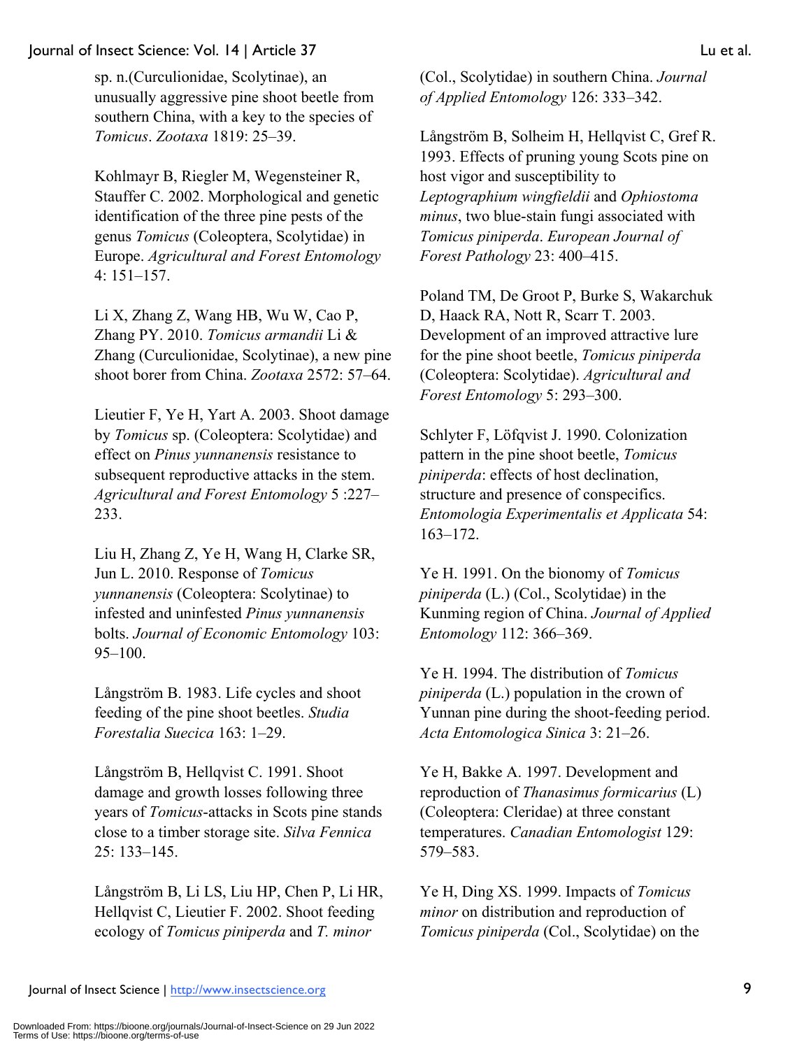sp. n.(Curculionidae, Scolytinae), an unusually aggressive pine shoot beetle from southern China, with a key to the species of *Tomicus*. *Zootaxa* 1819: 25–39.

Kohlmayr B, Riegler M, Wegensteiner R, Stauffer C. 2002. Morphological and genetic identification of the three pine pests of the genus *Tomicus* (Coleoptera, Scolytidae) in Europe. *Agricultural and Forest Entomology* 4: 151–157.

Li X, Zhang Z, Wang HB, Wu W, Cao P, Zhang PY. 2010. *Tomicus armandii* Li & Zhang (Curculionidae, Scolytinae), a new pine shoot borer from China. *Zootaxa* 2572: 57–64.

Lieutier F, Ye H, Yart A. 2003. Shoot damage by *Tomicus* sp. (Coleoptera: Scolytidae) and effect on *Pinus yunnanensis* resistance to subsequent reproductive attacks in the stem. *Agricultural and Forest Entomology* 5 :227–233.

Liu H, Zhang Z, Ye H, Wang H, Clarke SR, Jun L. 2010. Response of *Tomicus yunnanensis* (Coleoptera: Scolytinae) to infested and uninfested *Pinus yunnanensis* bolts. *Journal of Economic Entomology* 103: 95–100.

Långström B. 1983. Life cycles and shoot feeding of the pine shoot beetles. *Studia Forestalia Suecica* 163: 1–29.

Långström B, Hellqvist C. 1991. Shoot damage and growth losses following three years of *Tomicus*-attacks in Scots pine stands close to a timber storage site. *Silva Fennica* 25: 133–145.

Långström B, Li LS, Liu HP, Chen P, Li HR, Hellqvist C, Lieutier F. 2002. Shoot feeding ecology of *Tomicus piniperda* and *T. minor* (Col., Scolytidae) in southern China. *Journal of Applied Entomology* 126: 333–342.

Långström B, Solheim H, Hellqvist C, Gref R. 1993. Effects of pruning young Scots pine on host vigor and susceptibility to *Leptographium wingfieldii* and *Ophiostoma minus*, two blue-stain fungi associated with *Tomicus piniperda*. *European Journal of Forest Pathology* 23: 400–415.

Poland TM, De Groot P, Burke S, Wakarchuk D, Haack RA, Nott R, Scarr T. 2003. Development of an improved attractive lure for the pine shoot beetle, *Tomicus piniperda* (Coleoptera: Scolytidae). *Agricultural and Forest Entomology* 5: 293–300.

Schlyter F, Löfqvist J. 1990. Colonization pattern in the pine shoot beetle, *Tomicus piniperda*: effects of host declination, structure and presence of conspecifics. *Entomologia Experimentalis et Applicata* 54: 163–172.

Ye H. 1991. On the bionomy of *Tomicus piniperda* (L.) (Col., Scolytidae) in the Kunming region of China. *Journal of Applied Entomology* 112: 366–369.

Ye H. 1994. The distribution of *Tomicus piniperda* (L.) population in the crown of Yunnan pine during the shoot-feeding period. *Acta Entomologica Sinica* 3: 21–26.

Ye H, Bakke A. 1997. Development and reproduction of *Thanasimus formicarius* (L) (Coleoptera: Cleridae) at three constant temperatures. *Canadian Entomologist* 129: 579–583.

Ye H, Ding XS. 1999. Impacts of *Tomicus minor* on distribution and reproduction of *Tomicus piniperda* (Col., Scolytidae) on the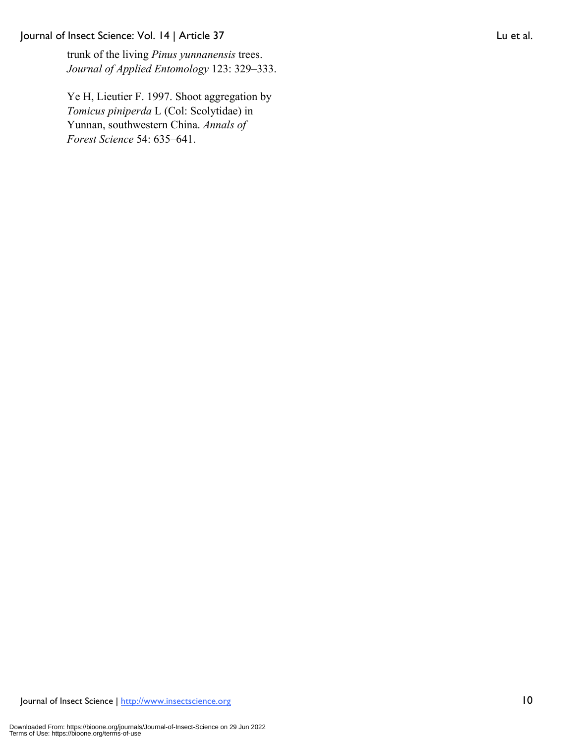trunk of the living *Pinus yunnanensis* trees. *Journal of Applied Entomology* 123: 329–333.

Ye H, Lieutier F. 1997. Shoot aggregation by *Tomicus piniperda* L (Col: Scolytidae) in Yunnan, southwestern China. *Annals of Forest Science* 54: 635–641.